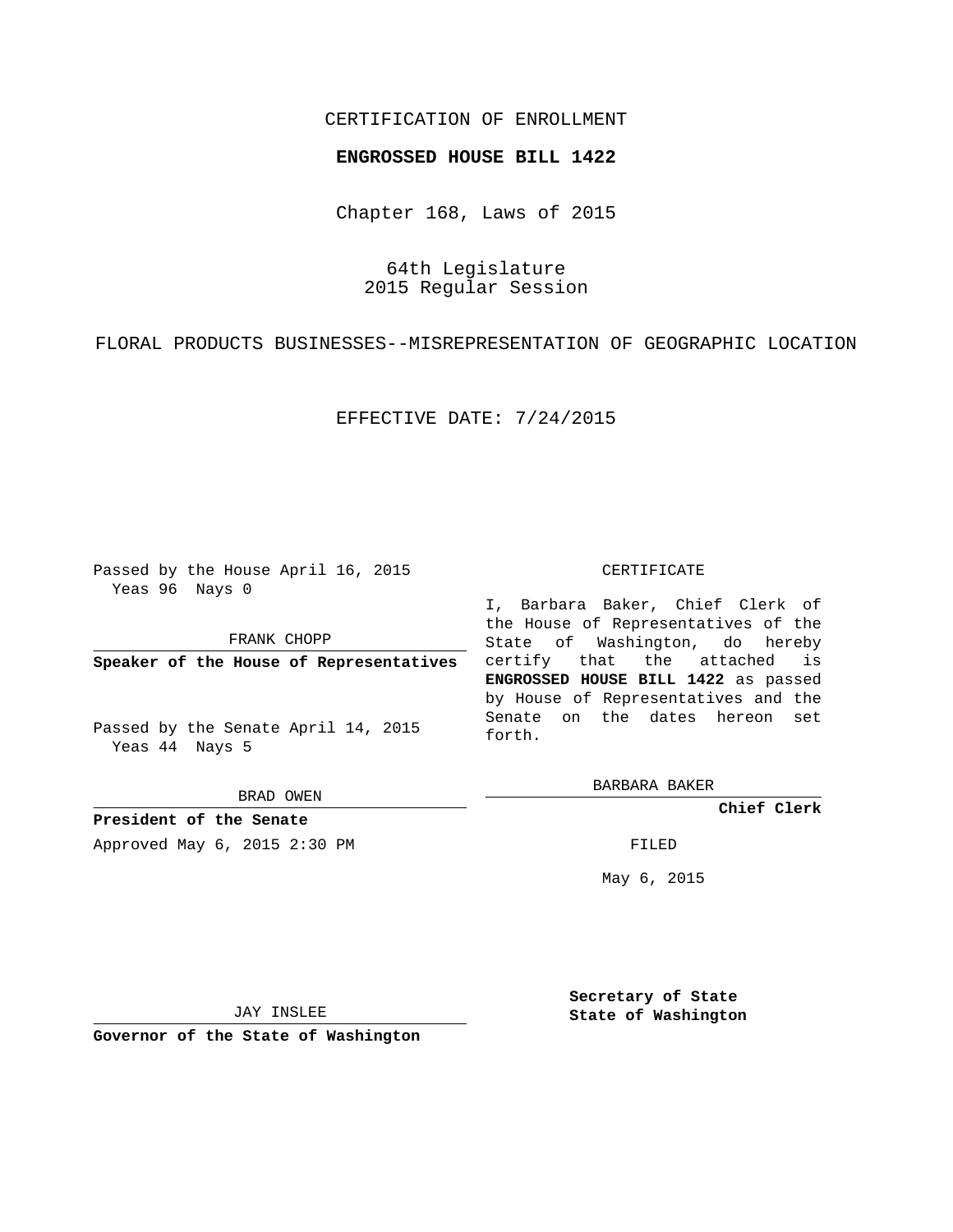CERTIFICATION OF ENROLLMENT

**ENGROSSED HOUSE BILL 1422**

Chapter 168, Laws of 2015

64th Legislature
2015 Regular Session

FLORAL PRODUCTS BUSINESSES--MISREPRESENTATION OF GEOGRAPHIC LOCATION

EFFECTIVE DATE: 7/24/2015

Passed by the House April 16, 2015
Yeas 96 Nays 0

FRANK CHOPP

**Speaker of the House of Representatives**

Passed by the Senate April 14, 2015
Yeas 44 Nays 5

BRAD OWEN

**President of the Senate**

Approved May 6, 2015 2:30 PM

JAY INSLEE

**Governor of the State of Washington**

CERTIFICATE

I, Barbara Baker, Chief Clerk of the House of Representatives of the State of Washington, do hereby certify that the attached is **ENGROSSED HOUSE BILL 1422** as passed by House of Representatives and the Senate on the dates hereon set forth.

BARBARA BAKER

**Chief Clerk**

FILED

May 6, 2015

**Secretary of State**
**State of Washington**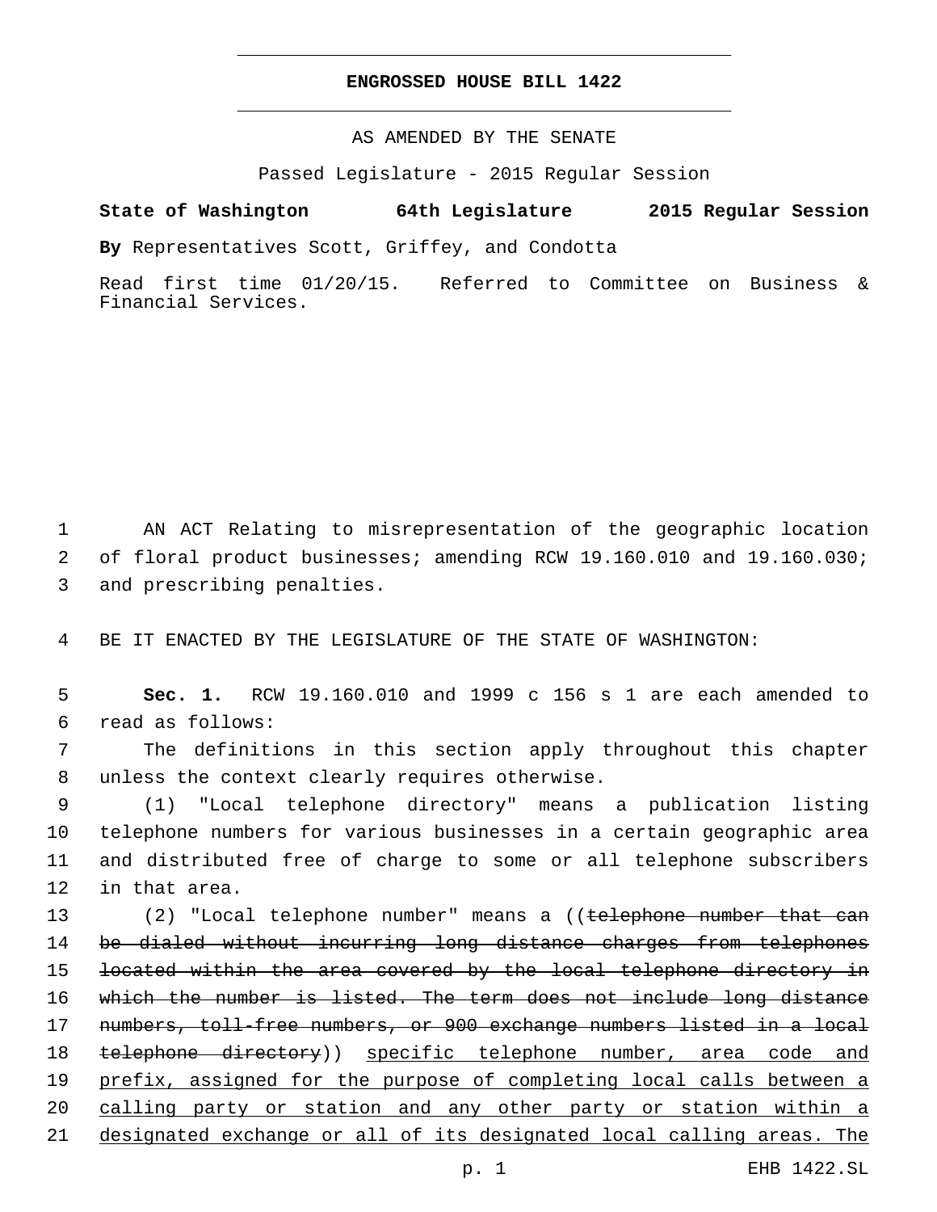# ENGROSSED HOUSE BILL 1422

AS AMENDED BY THE SENATE

Passed Legislature - 2015 Regular Session

**State of Washington 64th Legislature 2015 Regular Session**

**By** Representatives Scott, Griffey, and Condotta

Read first time 01/20/15. Referred to Committee on Business & Financial Services.

AN ACT Relating to misrepresentation of the geographic location of floral product businesses; amending RCW 19.160.010 and 19.160.030; and prescribing penalties.

BE IT ENACTED BY THE LEGISLATURE OF THE STATE OF WASHINGTON:

**Sec. 1.** RCW 19.160.010 and 1999 c 156 s 1 are each amended to read as follows:

The definitions in this section apply throughout this chapter unless the context clearly requires otherwise.

(1) "Local telephone directory" means a publication listing telephone numbers for various businesses in a certain geographic area and distributed free of charge to some or all telephone subscribers in that area.

(2) "Local telephone number" means a ((~~telephone number that can be dialed without incurring long distance charges from telephones located within the area covered by the local telephone directory in which the number is listed. The term does not include long distance numbers, toll-free numbers, or 900 exchange numbers listed in a local telephone directory~~)) <u>specific telephone number, area code and prefix, assigned for the purpose of completing local calls between a calling party or station and any other party or station within a designated exchange or all of its designated local calling areas. The</u>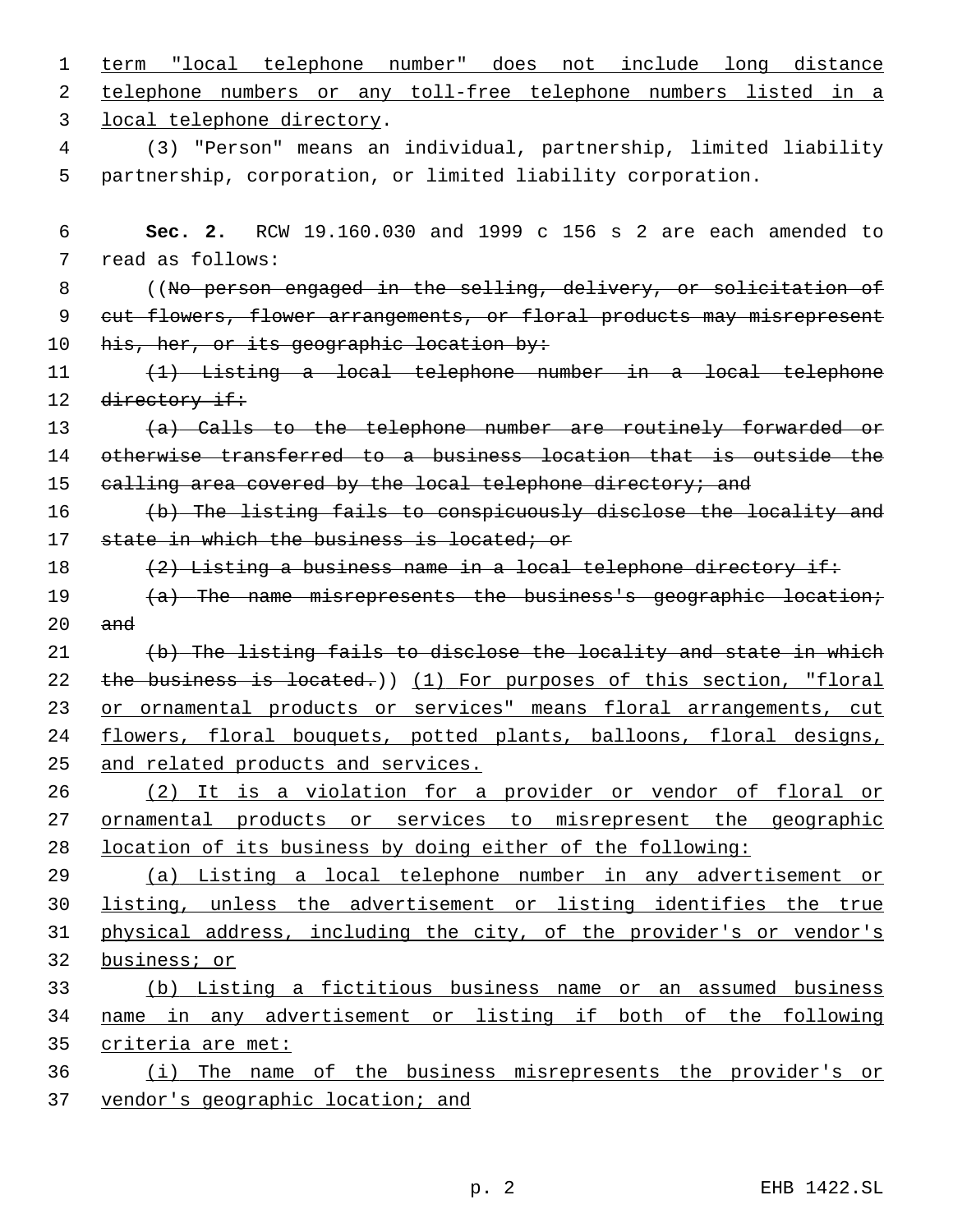term "local telephone number" does not include long distance telephone numbers or any toll-free telephone numbers listed in a local telephone directory.

(3) "Person" means an individual, partnership, limited liability partnership, corporation, or limited liability corporation.

**Sec. 2.** RCW 19.160.030 and 1999 c 156 s 2 are each amended to read as follows:

((~~No person engaged in the selling, delivery, or solicitation of cut flowers, flower arrangements, or floral products may misrepresent his, her, or its geographic location by:~~

~~(1) Listing a local telephone number in a local telephone directory if:~~

~~(a) Calls to the telephone number are routinely forwarded or otherwise transferred to a business location that is outside the calling area covered by the local telephone directory; and~~

~~(b) The listing fails to conspicuously disclose the locality and state in which the business is located; or~~

~~(2) Listing a business name in a local telephone directory if:~~

~~(a) The name misrepresents the business's geographic location; and~~

~~(b) The listing fails to disclose the locality and state in which the business is located.~~)) (1) For purposes of this section, "floral or ornamental products or services" means floral arrangements, cut flowers, floral bouquets, potted plants, balloons, floral designs, and related products and services.

(2) It is a violation for a provider or vendor of floral or ornamental products or services to misrepresent the geographic location of its business by doing either of the following:

(a) Listing a local telephone number in any advertisement or listing, unless the advertisement or listing identifies the true physical address, including the city, of the provider's or vendor's business; or

(b) Listing a fictitious business name or an assumed business name in any advertisement or listing if both of the following criteria are met:

(i) The name of the business misrepresents the provider's or vendor's geographic location; and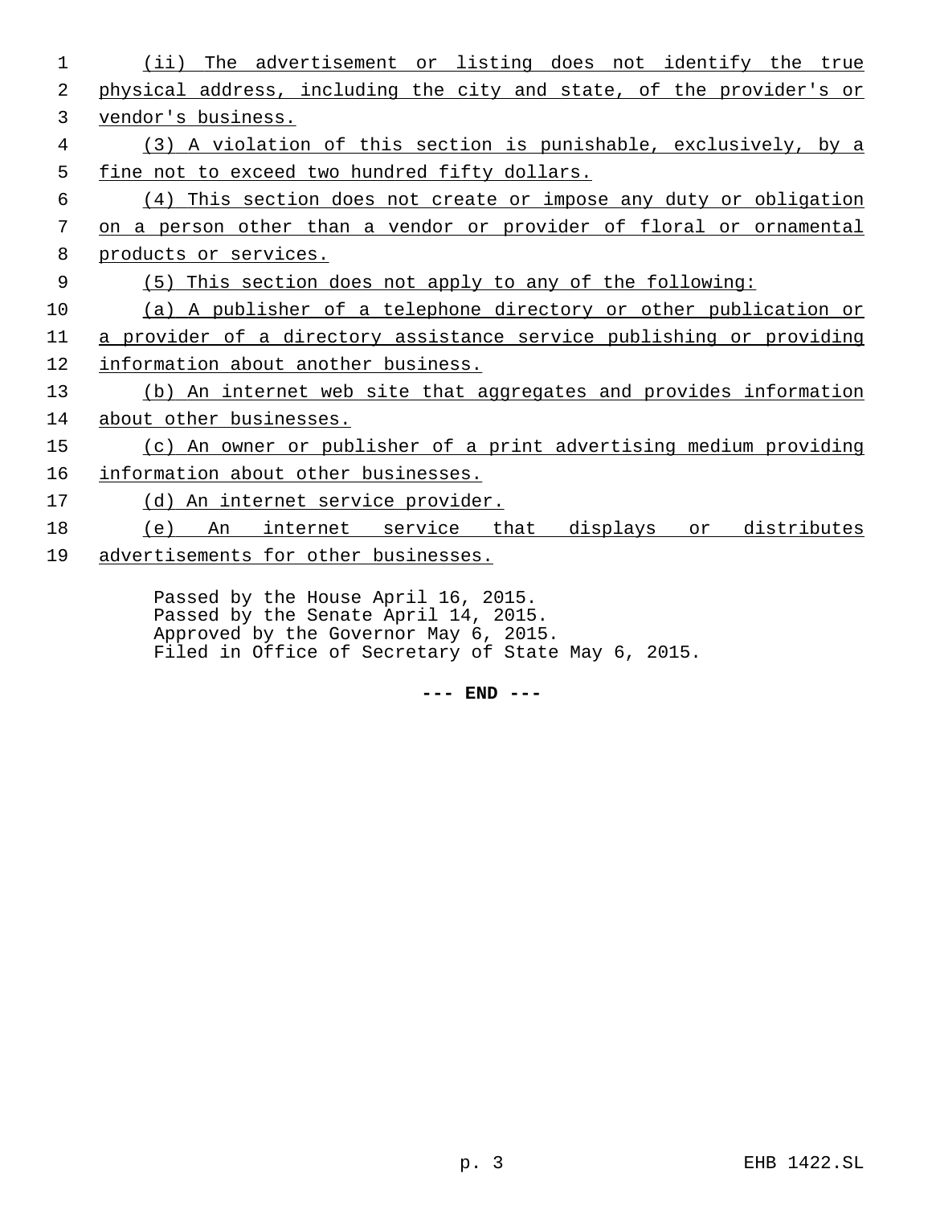(ii) The advertisement or listing does not identify the true physical address, including the city and state, of the provider's or vendor's business.

(3) A violation of this section is punishable, exclusively, by a fine not to exceed two hundred fifty dollars.

(4) This section does not create or impose any duty or obligation on a person other than a vendor or provider of floral or ornamental products or services.

(5) This section does not apply to any of the following:

(a) A publisher of a telephone directory or other publication or a provider of a directory assistance service publishing or providing information about another business.

(b) An internet web site that aggregates and provides information about other businesses.

(c) An owner or publisher of a print advertising medium providing information about other businesses.

(d) An internet service provider.

(e) An internet service that displays or distributes advertisements for other businesses.

Passed by the House April 16, 2015.
Passed by the Senate April 14, 2015.
Approved by the Governor May 6, 2015.
Filed in Office of Secretary of State May 6, 2015.

**--- END ---**